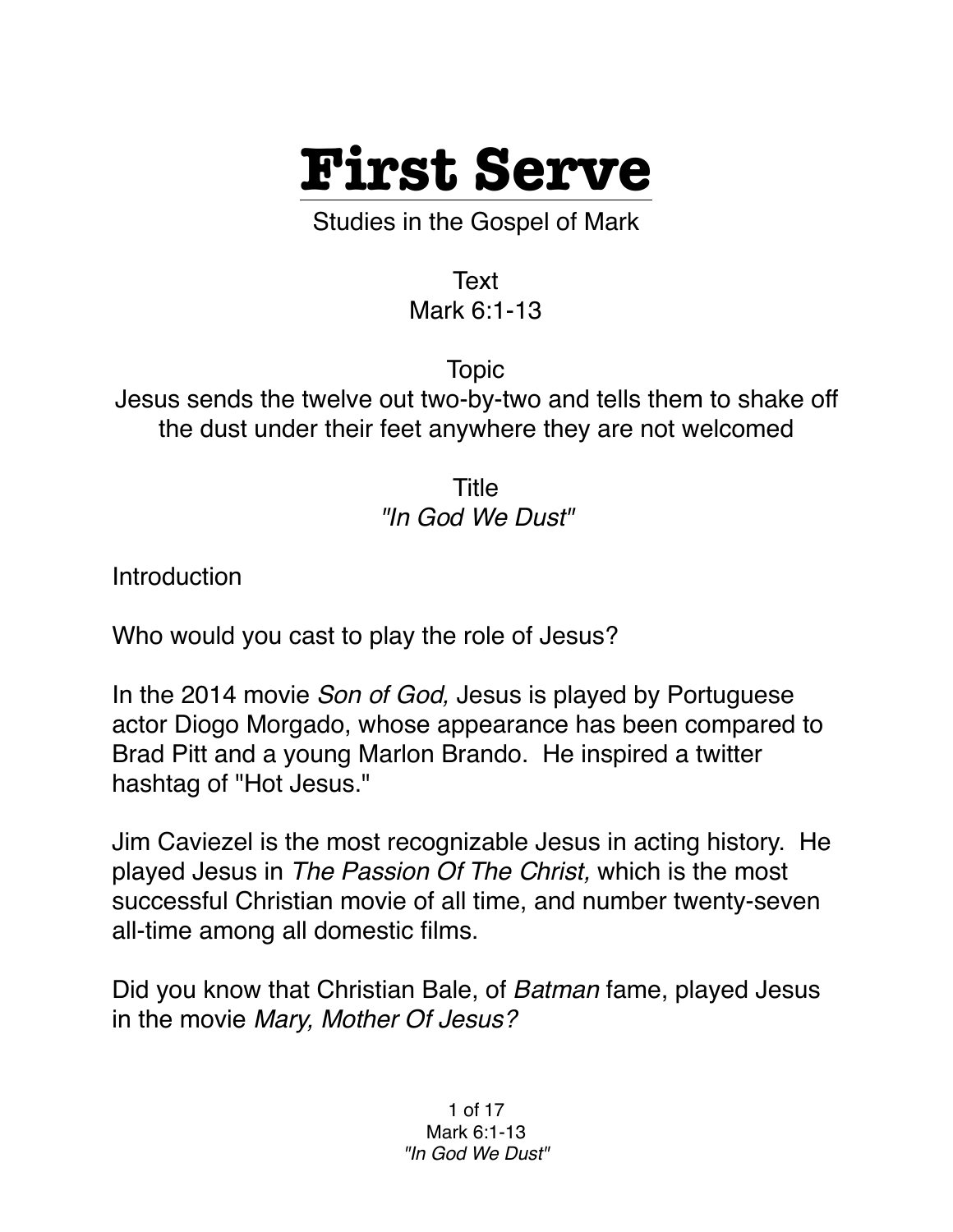# First Serve

Studies in the Gospel of Mark

Text
Mark 6:1-13

Topic
Jesus sends the twelve out two-by-two and tells them to shake off the dust under their feet anywhere they are not welcomed

Title
*"In God We Dust"*

Introduction

Who would you cast to play the role of Jesus?

In the 2014 movie *Son of God,* Jesus is played by Portuguese actor Diogo Morgado, whose appearance has been compared to Brad Pitt and a young Marlon Brando. He inspired a twitter hashtag of "Hot Jesus."

Jim Caviezel is the most recognizable Jesus in acting history. He played Jesus in *The Passion Of The Christ,* which is the most successful Christian movie of all time, and number twenty-seven all-time among all domestic films.

Did you know that Christian Bale, of *Batman* fame, played Jesus in the movie *Mary, Mother Of Jesus?*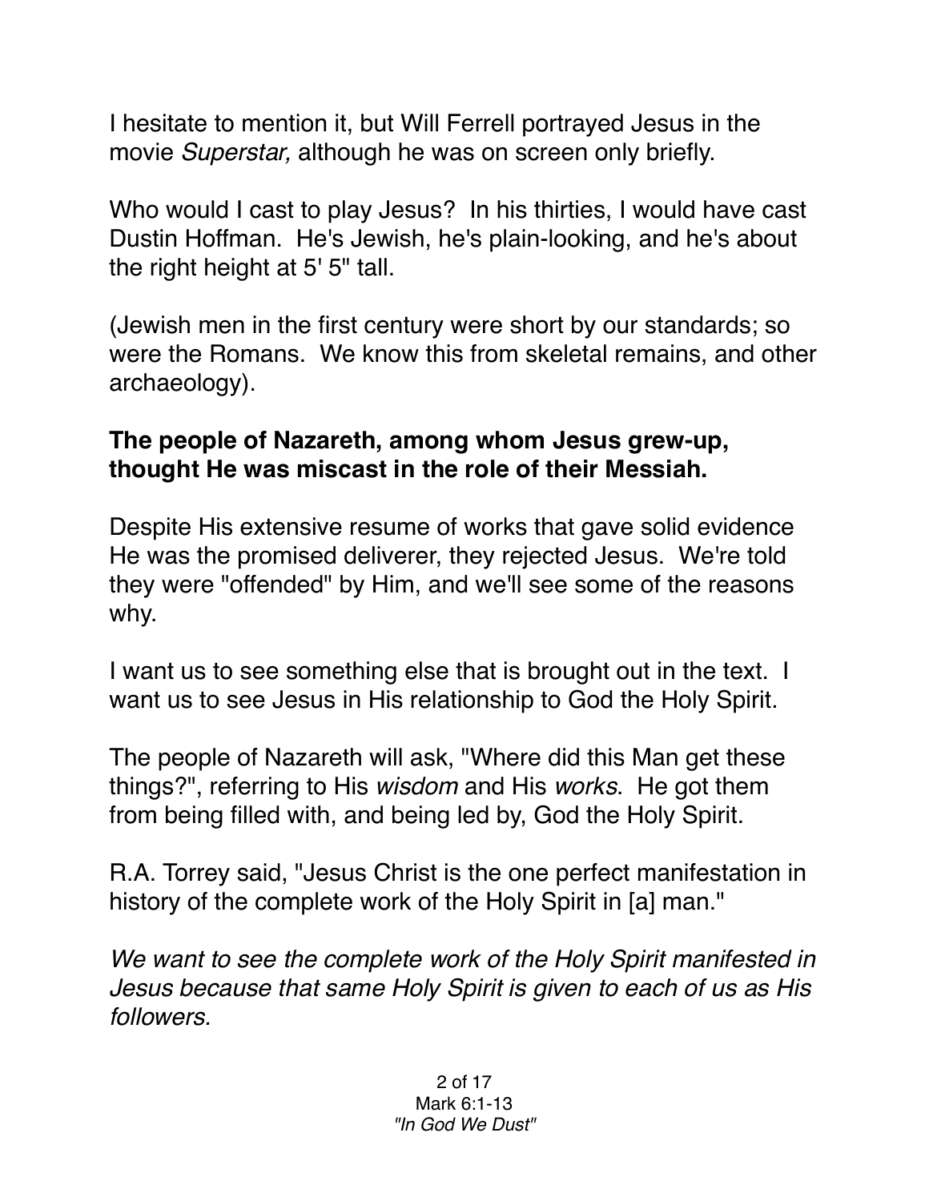I hesitate to mention it, but Will Ferrell portrayed Jesus in the movie *Superstar,* although he was on screen only briefly.

Who would I cast to play Jesus? In his thirties, I would have cast Dustin Hoffman. He's Jewish, he's plain-looking, and he's about the right height at 5' 5" tall.

(Jewish men in the first century were short by our standards; so were the Romans. We know this from skeletal remains, and other archaeology).

**The people of Nazareth, among whom Jesus grew-up, thought He was miscast in the role of their Messiah.**

Despite His extensive resume of works that gave solid evidence He was the promised deliverer, they rejected Jesus. We're told they were "offended" by Him, and we'll see some of the reasons why.

I want us to see something else that is brought out in the text. I want us to see Jesus in His relationship to God the Holy Spirit.

The people of Nazareth will ask, "Where did this Man get these things?", referring to His *wisdom* and His *works*. He got them from being filled with, and being led by, God the Holy Spirit.

R.A. Torrey said, "Jesus Christ is the one perfect manifestation in history of the complete work of the Holy Spirit in [a] man."

*We want to see the complete work of the Holy Spirit manifested in Jesus because that same Holy Spirit is given to each of us as His followers.*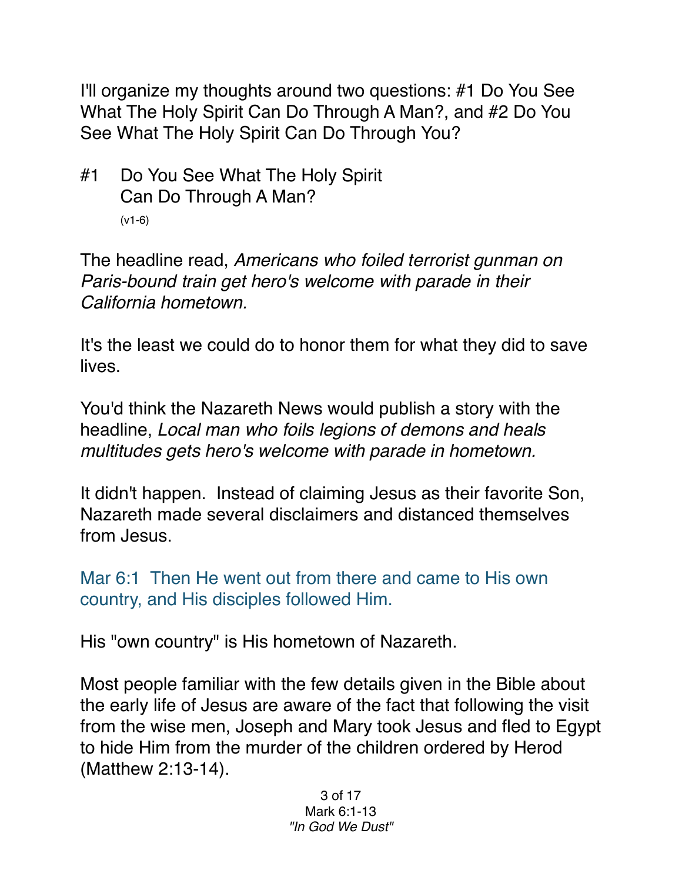I'll organize my thoughts around two questions: #1 Do You See What The Holy Spirit Can Do Through A Man?, and #2 Do You See What The Holy Spirit Can Do Through You?

## #1 Do You See What The Holy Spirit Can Do Through A Man?

(v1-6)

The headline read, *Americans who foiled terrorist gunman on Paris-bound train get hero's welcome with parade in their California hometown.*

It's the least we could do to honor them for what they did to save lives.

You'd think the Nazareth News would publish a story with the headline, *Local man who foils legions of demons and heals multitudes gets hero's welcome with parade in hometown.*

It didn't happen. Instead of claiming Jesus as their favorite Son, Nazareth made several disclaimers and distanced themselves from Jesus.

Mar 6:1 Then He went out from there and came to His own country, and His disciples followed Him.

His "own country" is His hometown of Nazareth.

Most people familiar with the few details given in the Bible about the early life of Jesus are aware of the fact that following the visit from the wise men, Joseph and Mary took Jesus and fled to Egypt to hide Him from the murder of the children ordered by Herod (Matthew 2:13-14).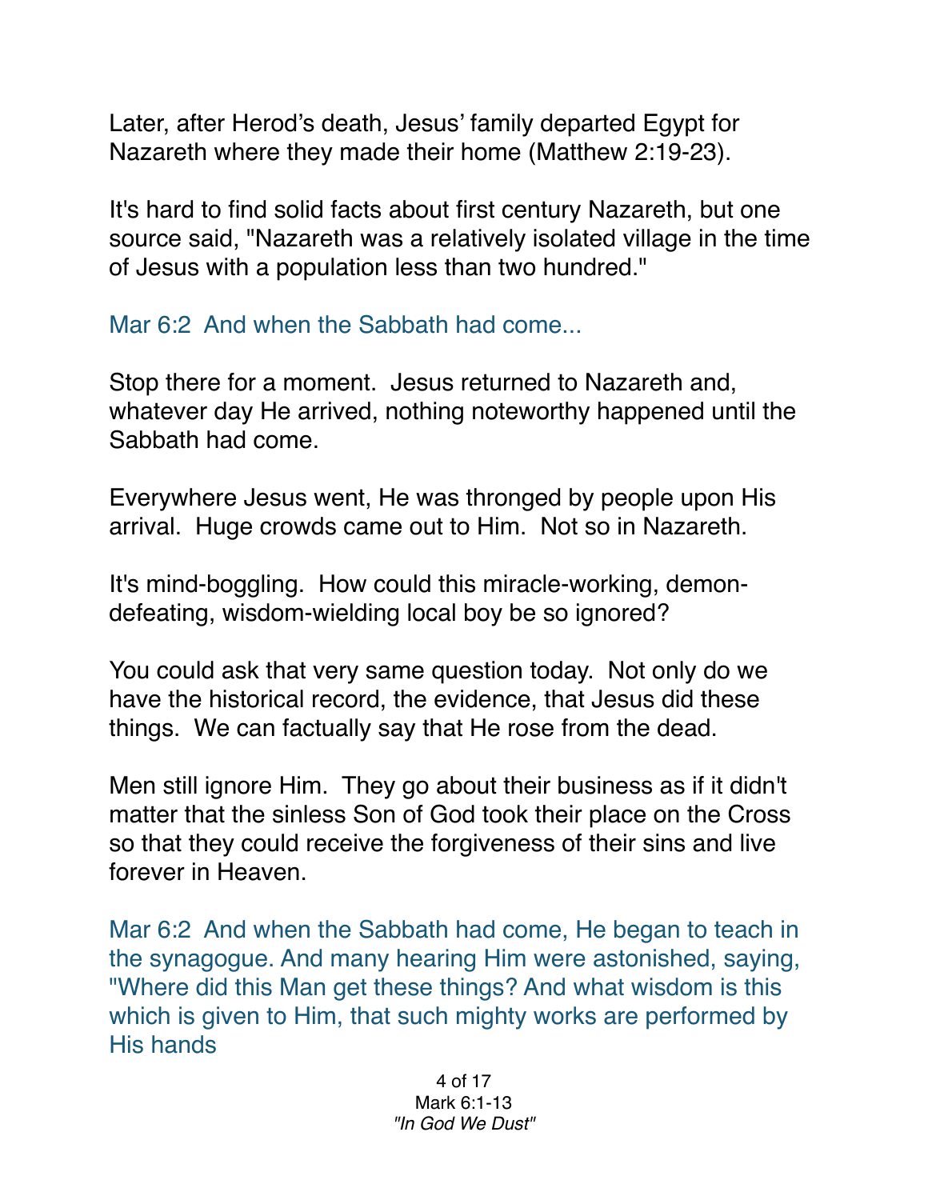Later, after Herod's death, Jesus' family departed Egypt for Nazareth where they made their home (Matthew 2:19-23).

It's hard to find solid facts about first century Nazareth, but one source said, "Nazareth was a relatively isolated village in the time of Jesus with a population less than two hundred."

Mar 6:2  And when the Sabbath had come...

Stop there for a moment.  Jesus returned to Nazareth and, whatever day He arrived, nothing noteworthy happened until the Sabbath had come.

Everywhere Jesus went, He was thronged by people upon His arrival.  Huge crowds came out to Him.  Not so in Nazareth.

It's mind-boggling.  How could this miracle-working, demon-defeating, wisdom-wielding local boy be so ignored?

You could ask that very same question today.  Not only do we have the historical record, the evidence, that Jesus did these things.  We can factually say that He rose from the dead.

Men still ignore Him.  They go about their business as if it didn't matter that the sinless Son of God took their place on the Cross so that they could receive the forgiveness of their sins and live forever in Heaven.

Mar 6:2  And when the Sabbath had come, He began to teach in the synagogue. And many hearing Him were astonished, saying, "Where did this Man get these things? And what wisdom is this which is given to Him, that such mighty works are performed by His hands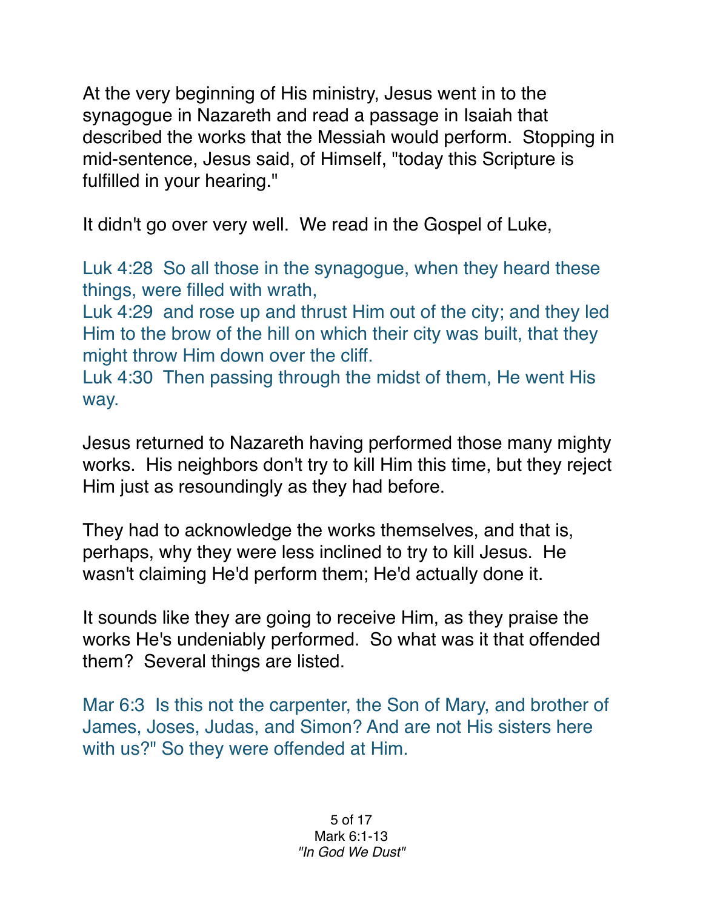At the very beginning of His ministry, Jesus went in to the synagogue in Nazareth and read a passage in Isaiah that described the works that the Messiah would perform. Stopping in mid-sentence, Jesus said, of Himself, "today this Scripture is fulfilled in your hearing."

It didn't go over very well. We read in the Gospel of Luke,

Luk 4:28 So all those in the synagogue, when they heard these things, were filled with wrath,
Luk 4:29 and rose up and thrust Him out of the city; and they led Him to the brow of the hill on which their city was built, that they might throw Him down over the cliff.
Luk 4:30 Then passing through the midst of them, He went His way.

Jesus returned to Nazareth having performed those many mighty works. His neighbors don't try to kill Him this time, but they reject Him just as resoundingly as they had before.

They had to acknowledge the works themselves, and that is, perhaps, why they were less inclined to try to kill Jesus. He wasn't claiming He'd perform them; He'd actually done it.

It sounds like they are going to receive Him, as they praise the works He's undeniably performed. So what was it that offended them? Several things are listed.

Mar 6:3 Is this not the carpenter, the Son of Mary, and brother of James, Joses, Judas, and Simon? And are not His sisters here with us?" So they were offended at Him.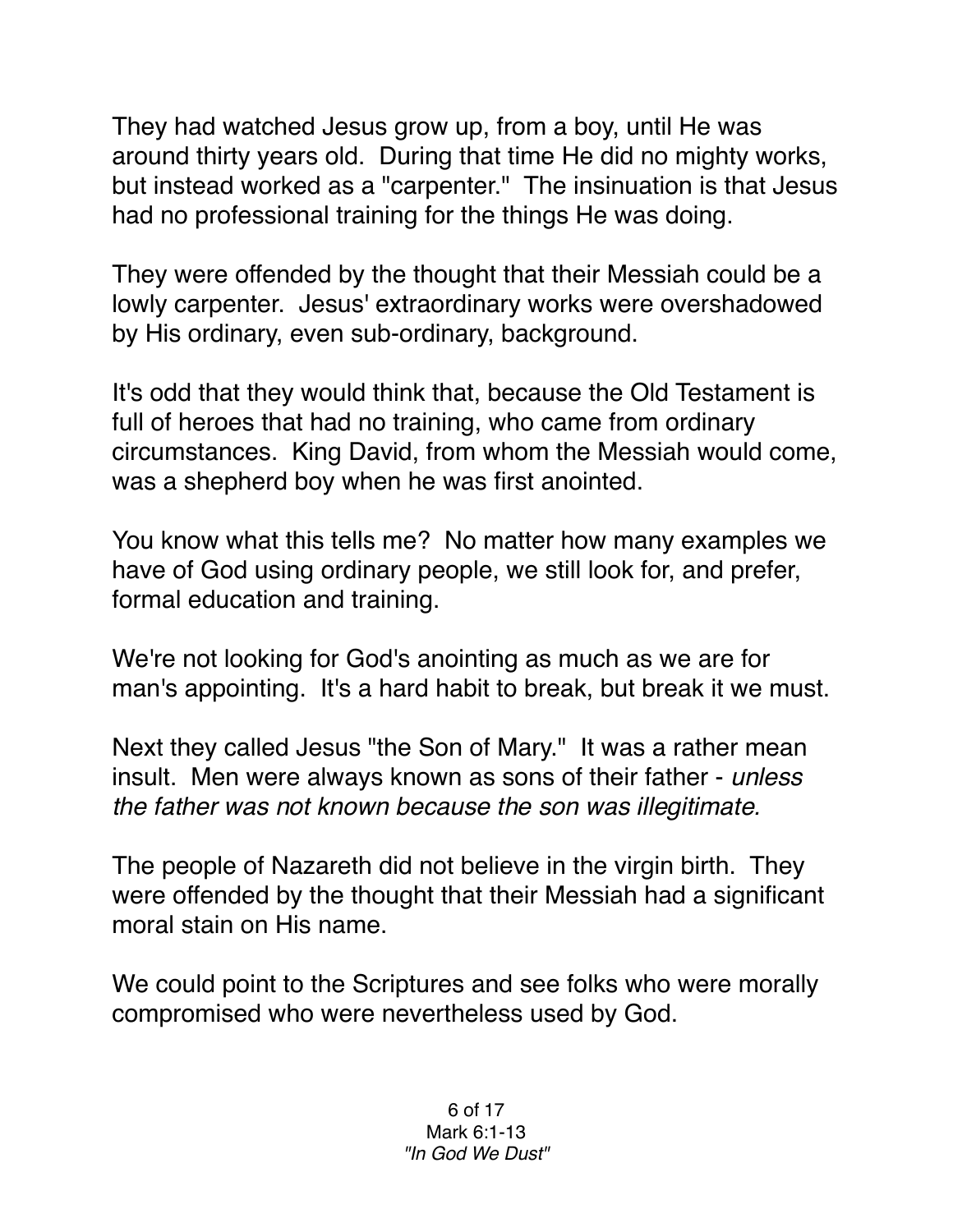They had watched Jesus grow up, from a boy, until He was around thirty years old. During that time He did no mighty works, but instead worked as a "carpenter." The insinuation is that Jesus had no professional training for the things He was doing.

They were offended by the thought that their Messiah could be a lowly carpenter. Jesus' extraordinary works were overshadowed by His ordinary, even sub-ordinary, background.

It's odd that they would think that, because the Old Testament is full of heroes that had no training, who came from ordinary circumstances. King David, from whom the Messiah would come, was a shepherd boy when he was first anointed.

You know what this tells me? No matter how many examples we have of God using ordinary people, we still look for, and prefer, formal education and training.

We're not looking for God's anointing as much as we are for man's appointing. It's a hard habit to break, but break it we must.

Next they called Jesus "the Son of Mary." It was a rather mean insult. Men were always known as sons of their father - *unless the father was not known because the son was illegitimate.*

The people of Nazareth did not believe in the virgin birth. They were offended by the thought that their Messiah had a significant moral stain on His name.

We could point to the Scriptures and see folks who were morally compromised who were nevertheless used by God.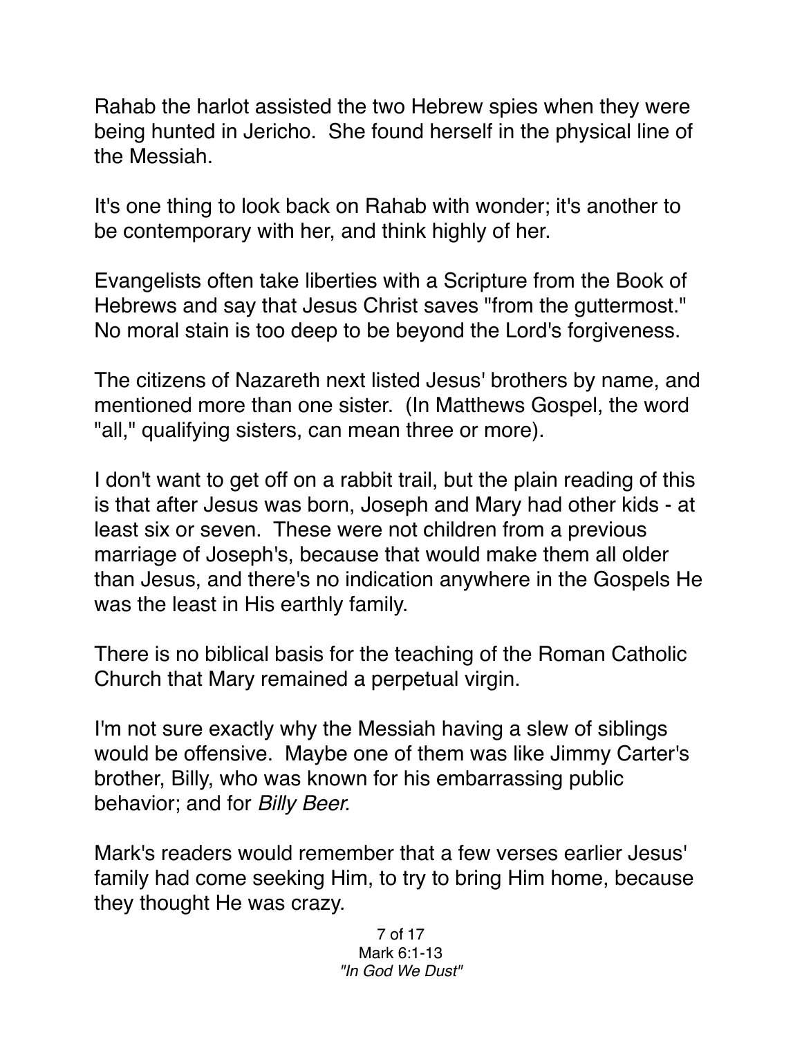Rahab the harlot assisted the two Hebrew spies when they were being hunted in Jericho. She found herself in the physical line of the Messiah.

It's one thing to look back on Rahab with wonder; it's another to be contemporary with her, and think highly of her.

Evangelists often take liberties with a Scripture from the Book of Hebrews and say that Jesus Christ saves "from the guttermost." No moral stain is too deep to be beyond the Lord's forgiveness.

The citizens of Nazareth next listed Jesus' brothers by name, and mentioned more than one sister. (In Matthews Gospel, the word "all," qualifying sisters, can mean three or more).

I don't want to get off on a rabbit trail, but the plain reading of this is that after Jesus was born, Joseph and Mary had other kids - at least six or seven. These were not children from a previous marriage of Joseph's, because that would make them all older than Jesus, and there's no indication anywhere in the Gospels He was the least in His earthly family.

There is no biblical basis for the teaching of the Roman Catholic Church that Mary remained a perpetual virgin.

I'm not sure exactly why the Messiah having a slew of siblings would be offensive. Maybe one of them was like Jimmy Carter's brother, Billy, who was known for his embarrassing public behavior; and for *Billy Beer.*

Mark's readers would remember that a few verses earlier Jesus' family had come seeking Him, to try to bring Him home, because they thought He was crazy.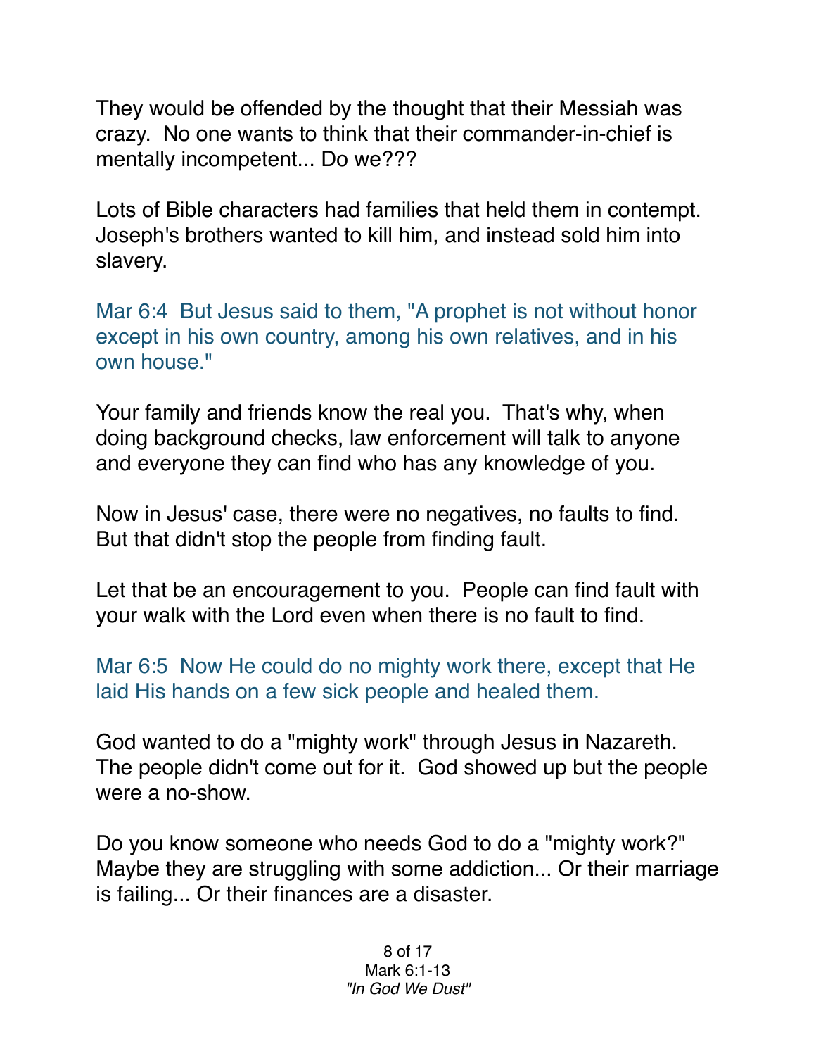They would be offended by the thought that their Messiah was crazy. No one wants to think that their commander-in-chief is mentally incompetent... Do we???

Lots of Bible characters had families that held them in contempt. Joseph's brothers wanted to kill him, and instead sold him into slavery.

Mar 6:4 But Jesus said to them, "A prophet is not without honor except in his own country, among his own relatives, and in his own house."

Your family and friends know the real you. That's why, when doing background checks, law enforcement will talk to anyone and everyone they can find who has any knowledge of you.

Now in Jesus' case, there were no negatives, no faults to find. But that didn't stop the people from finding fault.

Let that be an encouragement to you. People can find fault with your walk with the Lord even when there is no fault to find.

Mar 6:5 Now He could do no mighty work there, except that He laid His hands on a few sick people and healed them.

God wanted to do a "mighty work" through Jesus in Nazareth. The people didn't come out for it. God showed up but the people were a no-show.

Do you know someone who needs God to do a "mighty work?" Maybe they are struggling with some addiction... Or their marriage is failing... Or their finances are a disaster.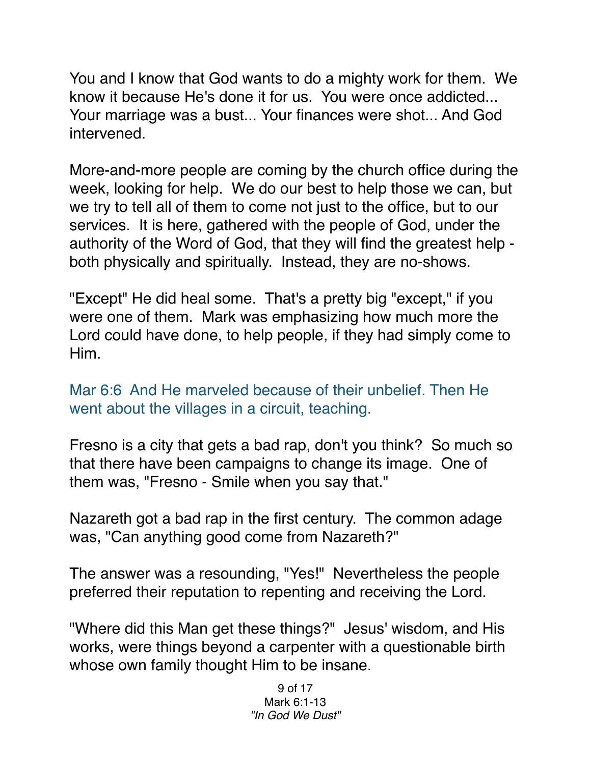You and I know that God wants to do a mighty work for them. We know it because He's done it for us. You were once addicted... Your marriage was a bust... Your finances were shot... And God intervened.

More-and-more people are coming by the church office during the week, looking for help. We do our best to help those we can, but we try to tell all of them to come not just to the office, but to our services. It is here, gathered with the people of God, under the authority of the Word of God, that they will find the greatest help - both physically and spiritually. Instead, they are no-shows.

"Except" He did heal some. That's a pretty big "except," if you were one of them. Mark was emphasizing how much more the Lord could have done, to help people, if they had simply come to Him.

Mar 6:6 And He marveled because of their unbelief. Then He went about the villages in a circuit, teaching.

Fresno is a city that gets a bad rap, don't you think? So much so that there have been campaigns to change its image. One of them was, "Fresno - Smile when you say that."

Nazareth got a bad rap in the first century. The common adage was, "Can anything good come from Nazareth?"

The answer was a resounding, "Yes!" Nevertheless the people preferred their reputation to repenting and receiving the Lord.

"Where did this Man get these things?" Jesus' wisdom, and His works, were things beyond a carpenter with a questionable birth whose own family thought Him to be insane.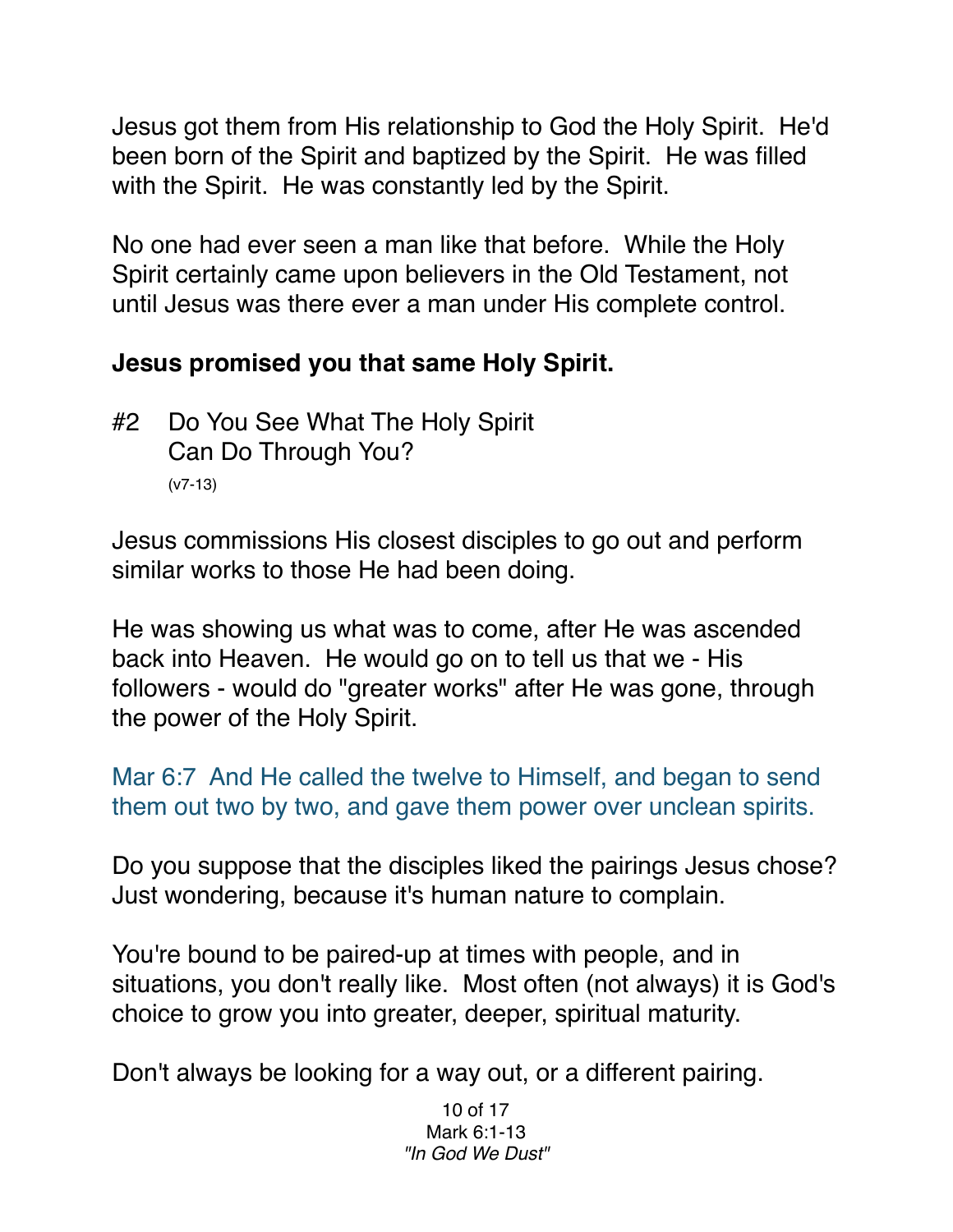Jesus got them from His relationship to God the Holy Spirit. He'd been born of the Spirit and baptized by the Spirit. He was filled with the Spirit. He was constantly led by the Spirit.

No one had ever seen a man like that before. While the Holy Spirit certainly came upon believers in the Old Testament, not until Jesus was there ever a man under His complete control.

**Jesus promised you that same Holy Spirit.**

#2 Do You See What The Holy Spirit Can Do Through You?
(v7-13)

Jesus commissions His closest disciples to go out and perform similar works to those He had been doing.

He was showing us what was to come, after He was ascended back into Heaven. He would go on to tell us that we - His followers - would do "greater works" after He was gone, through the power of the Holy Spirit.

Mar 6:7 And He called the twelve to Himself, and began to send them out two by two, and gave them power over unclean spirits.

Do you suppose that the disciples liked the pairings Jesus chose? Just wondering, because it's human nature to complain.

You're bound to be paired-up at times with people, and in situations, you don't really like. Most often (not always) it is God's choice to grow you into greater, deeper, spiritual maturity.

Don't always be looking for a way out, or a different pairing.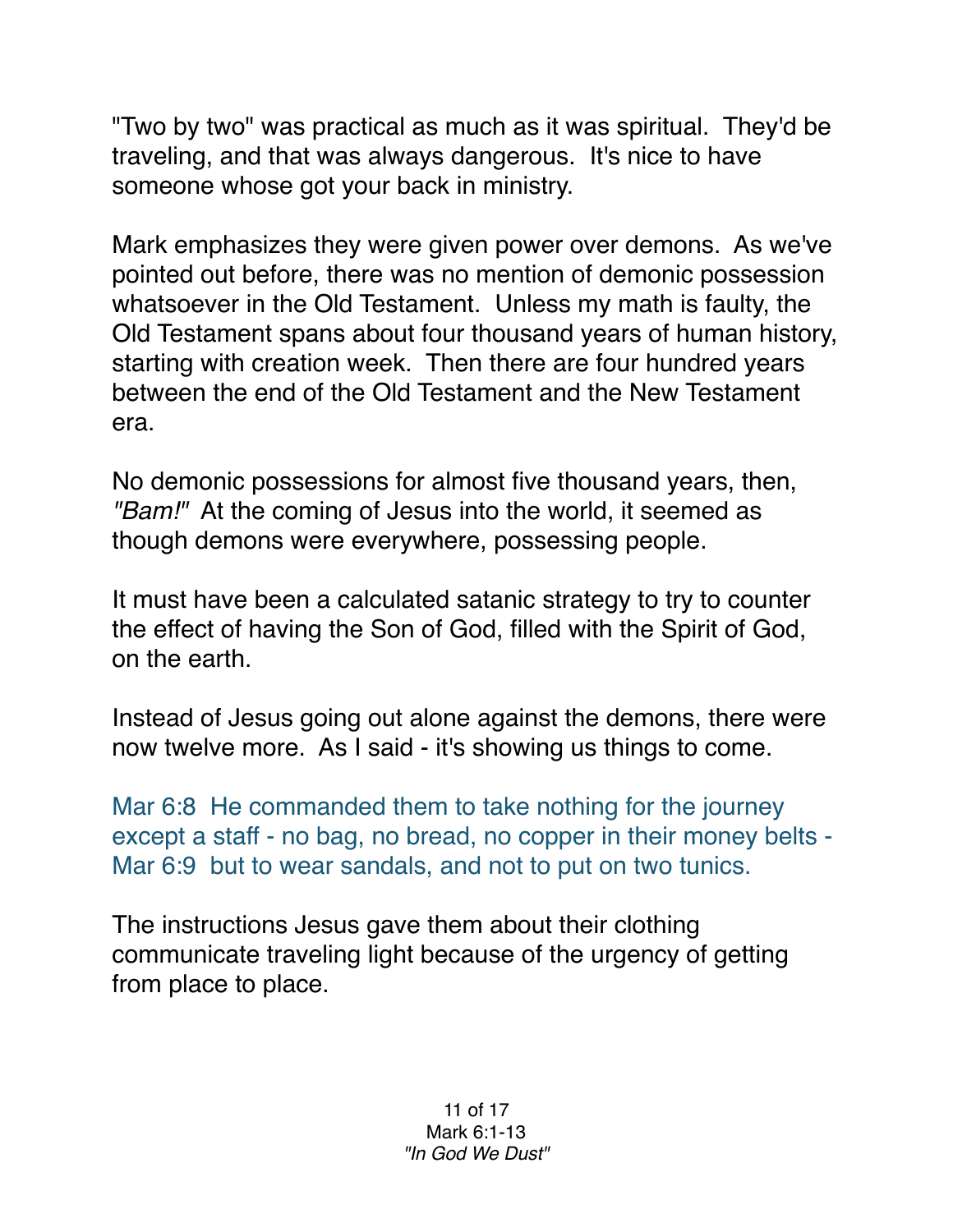"Two by two" was practical as much as it was spiritual. They'd be traveling, and that was always dangerous. It's nice to have someone whose got your back in ministry.

Mark emphasizes they were given power over demons. As we've pointed out before, there was no mention of demonic possession whatsoever in the Old Testament. Unless my math is faulty, the Old Testament spans about four thousand years of human history, starting with creation week. Then there are four hundred years between the end of the Old Testament and the New Testament era.

No demonic possessions for almost five thousand years, then, *"Bam!"* At the coming of Jesus into the world, it seemed as though demons were everywhere, possessing people.

It must have been a calculated satanic strategy to try to counter the effect of having the Son of God, filled with the Spirit of God, on the earth.

Instead of Jesus going out alone against the demons, there were now twelve more. As I said - it's showing us things to come.

Mar 6:8 He commanded them to take nothing for the journey except a staff - no bag, no bread, no copper in their money belts -
Mar 6:9 but to wear sandals, and not to put on two tunics.

The instructions Jesus gave them about their clothing communicate traveling light because of the urgency of getting from place to place.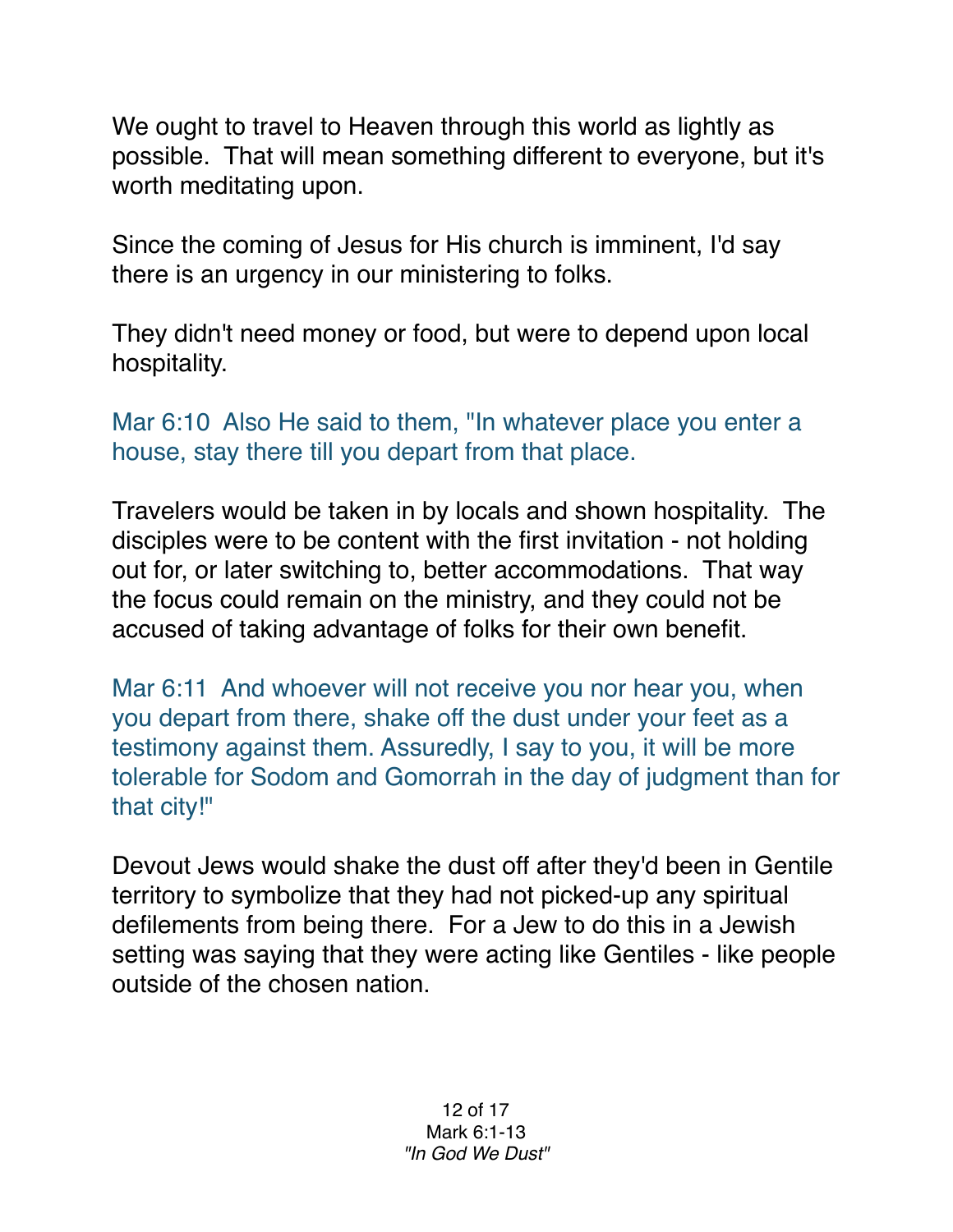We ought to travel to Heaven through this world as lightly as possible. That will mean something different to everyone, but it's worth meditating upon.

Since the coming of Jesus for His church is imminent, I'd say there is an urgency in our ministering to folks.

They didn't need money or food, but were to depend upon local hospitality.

Mar 6:10 Also He said to them, "In whatever place you enter a house, stay there till you depart from that place.

Travelers would be taken in by locals and shown hospitality. The disciples were to be content with the first invitation - not holding out for, or later switching to, better accommodations. That way the focus could remain on the ministry, and they could not be accused of taking advantage of folks for their own benefit.

Mar 6:11 And whoever will not receive you nor hear you, when you depart from there, shake off the dust under your feet as a testimony against them. Assuredly, I say to you, it will be more tolerable for Sodom and Gomorrah in the day of judgment than for that city!"

Devout Jews would shake the dust off after they'd been in Gentile territory to symbolize that they had not picked-up any spiritual defilements from being there. For a Jew to do this in a Jewish setting was saying that they were acting like Gentiles - like people outside of the chosen nation.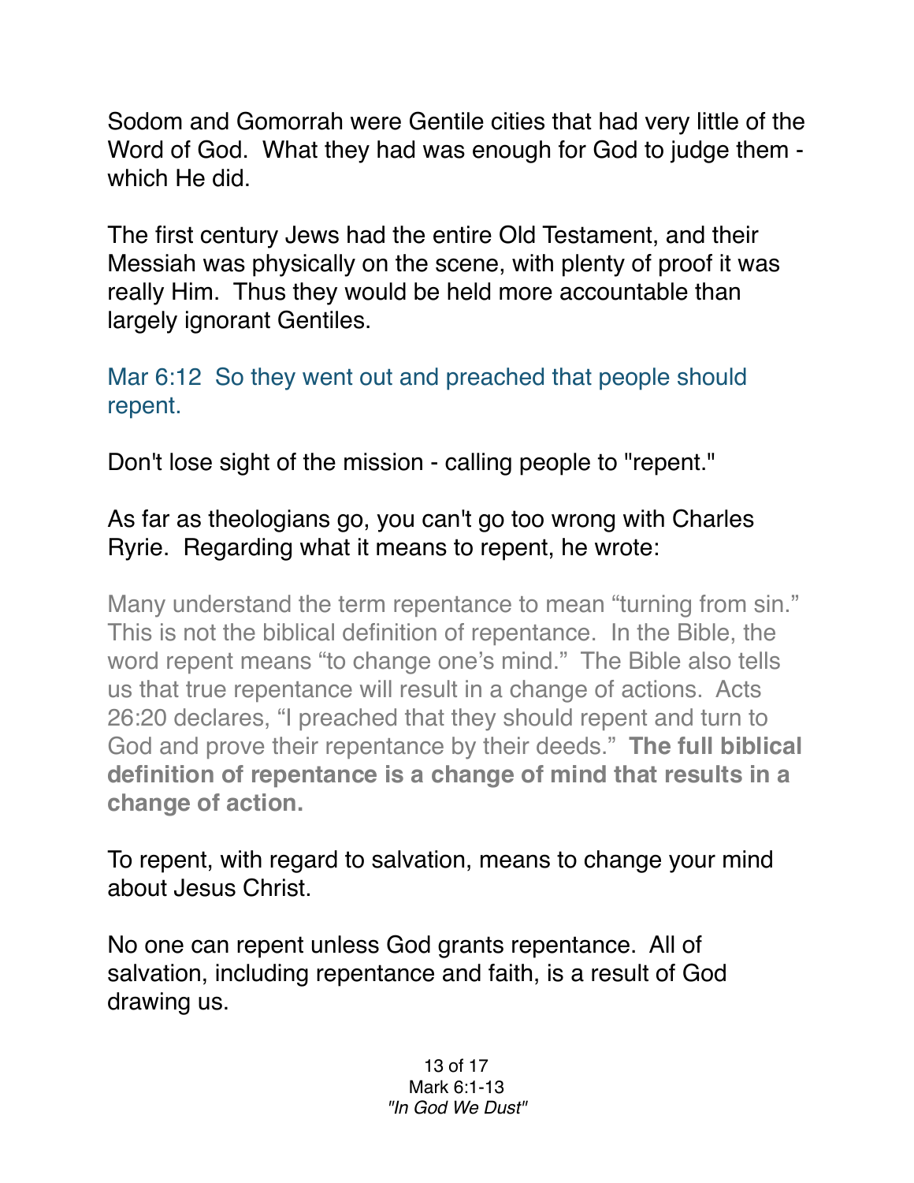Sodom and Gomorrah were Gentile cities that had very little of the Word of God. What they had was enough for God to judge them - which He did.

The first century Jews had the entire Old Testament, and their Messiah was physically on the scene, with plenty of proof it was really Him. Thus they would be held more accountable than largely ignorant Gentiles.

Mar 6:12 So they went out and preached that people should repent.

Don't lose sight of the mission - calling people to "repent."

As far as theologians go, you can't go too wrong with Charles Ryrie. Regarding what it means to repent, he wrote:

> Many understand the term repentance to mean "turning from sin." This is not the biblical definition of repentance. In the Bible, the word repent means "to change one's mind." The Bible also tells us that true repentance will result in a change of actions. Acts 26:20 declares, "I preached that they should repent and turn to God and prove their repentance by their deeds." **The full biblical definition of repentance is a change of mind that results in a change of action.**

To repent, with regard to salvation, means to change your mind about Jesus Christ.

No one can repent unless God grants repentance. All of salvation, including repentance and faith, is a result of God drawing us.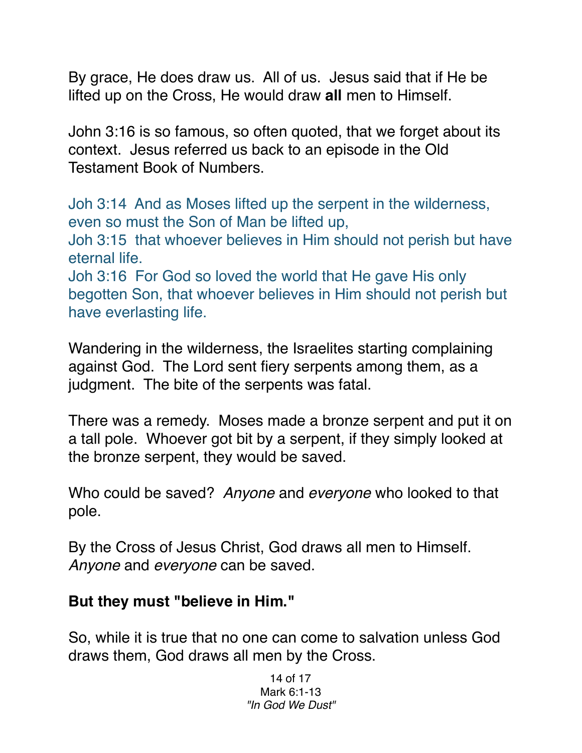By grace, He does draw us. All of us. Jesus said that if He be lifted up on the Cross, He would draw **all** men to Himself.

John 3:16 is so famous, so often quoted, that we forget about its context. Jesus referred us back to an episode in the Old Testament Book of Numbers.

Joh 3:14 And as Moses lifted up the serpent in the wilderness, even so must the Son of Man be lifted up,
Joh 3:15 that whoever believes in Him should not perish but have eternal life.
Joh 3:16 For God so loved the world that He gave His only begotten Son, that whoever believes in Him should not perish but have everlasting life.

Wandering in the wilderness, the Israelites starting complaining against God. The Lord sent fiery serpents among them, as a judgment. The bite of the serpents was fatal.

There was a remedy. Moses made a bronze serpent and put it on a tall pole. Whoever got bit by a serpent, if they simply looked at the bronze serpent, they would be saved.

Who could be saved? *Anyone* and *everyone* who looked to that pole.

By the Cross of Jesus Christ, God draws all men to Himself. *Anyone* and *everyone* can be saved.

**But they must "believe in Him."**

So, while it is true that no one can come to salvation unless God draws them, God draws all men by the Cross.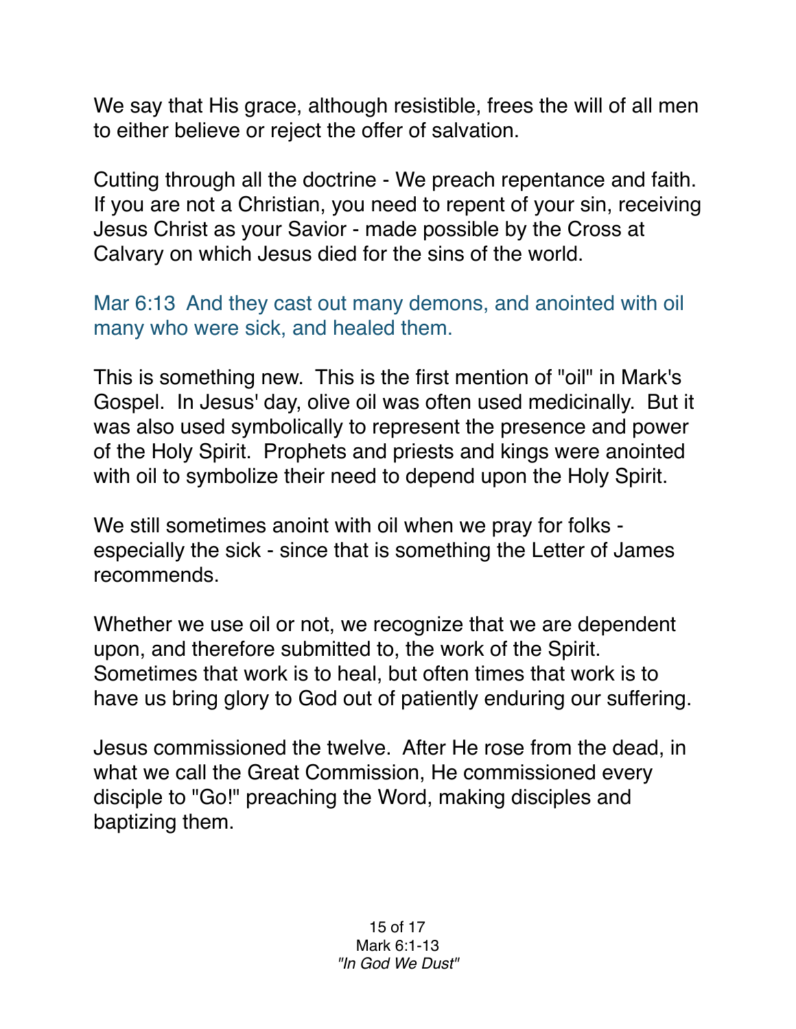We say that His grace, although resistible, frees the will of all men to either believe or reject the offer of salvation.

Cutting through all the doctrine - We preach repentance and faith. If you are not a Christian, you need to repent of your sin, receiving Jesus Christ as your Savior - made possible by the Cross at Calvary on which Jesus died for the sins of the world.

Mar 6:13  And they cast out many demons, and anointed with oil many who were sick, and healed them.

This is something new.  This is the first mention of "oil" in Mark's Gospel.  In Jesus' day, olive oil was often used medicinally.  But it was also used symbolically to represent the presence and power of the Holy Spirit.  Prophets and priests and kings were anointed with oil to symbolize their need to depend upon the Holy Spirit.

We still sometimes anoint with oil when we pray for folks - especially the sick - since that is something the Letter of James recommends.

Whether we use oil or not, we recognize that we are dependent upon, and therefore submitted to, the work of the Spirit. Sometimes that work is to heal, but often times that work is to have us bring glory to God out of patiently enduring our suffering.

Jesus commissioned the twelve.  After He rose from the dead, in what we call the Great Commission, He commissioned every disciple to "Go!" preaching the Word, making disciples and baptizing them.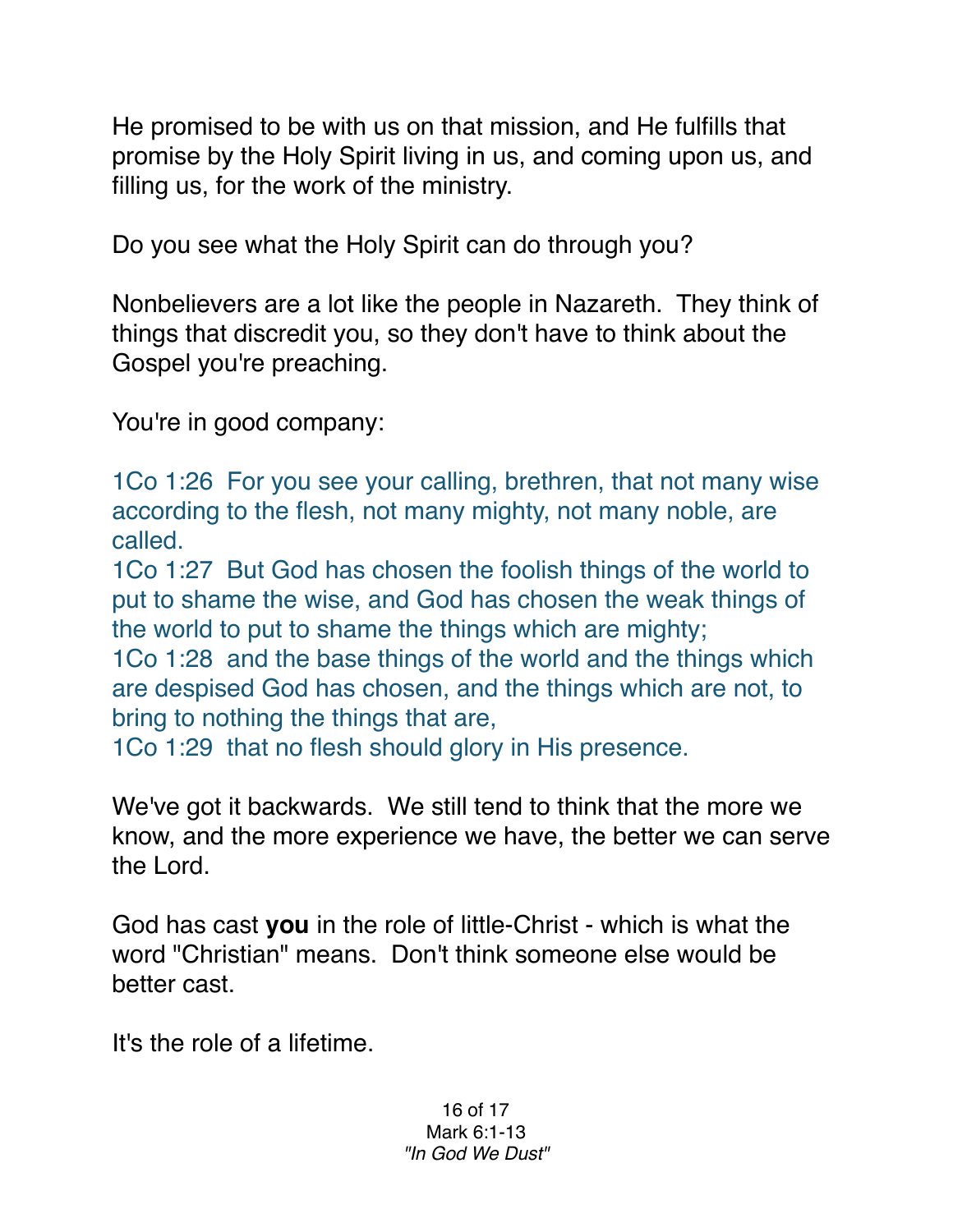He promised to be with us on that mission, and He fulfills that promise by the Holy Spirit living in us, and coming upon us, and filling us, for the work of the ministry.

Do you see what the Holy Spirit can do through you?

Nonbelievers are a lot like the people in Nazareth. They think of things that discredit you, so they don't have to think about the Gospel you're preaching.

You're in good company:

1Co 1:26 For you see your calling, brethren, that not many wise according to the flesh, not many mighty, not many noble, are called.
1Co 1:27 But God has chosen the foolish things of the world to put to shame the wise, and God has chosen the weak things of the world to put to shame the things which are mighty;
1Co 1:28 and the base things of the world and the things which are despised God has chosen, and the things which are not, to bring to nothing the things that are,
1Co 1:29 that no flesh should glory in His presence.

We've got it backwards. We still tend to think that the more we know, and the more experience we have, the better we can serve the Lord.

God has cast **you** in the role of little-Christ - which is what the word "Christian" means. Don't think someone else would be better cast.

It's the role of a lifetime.